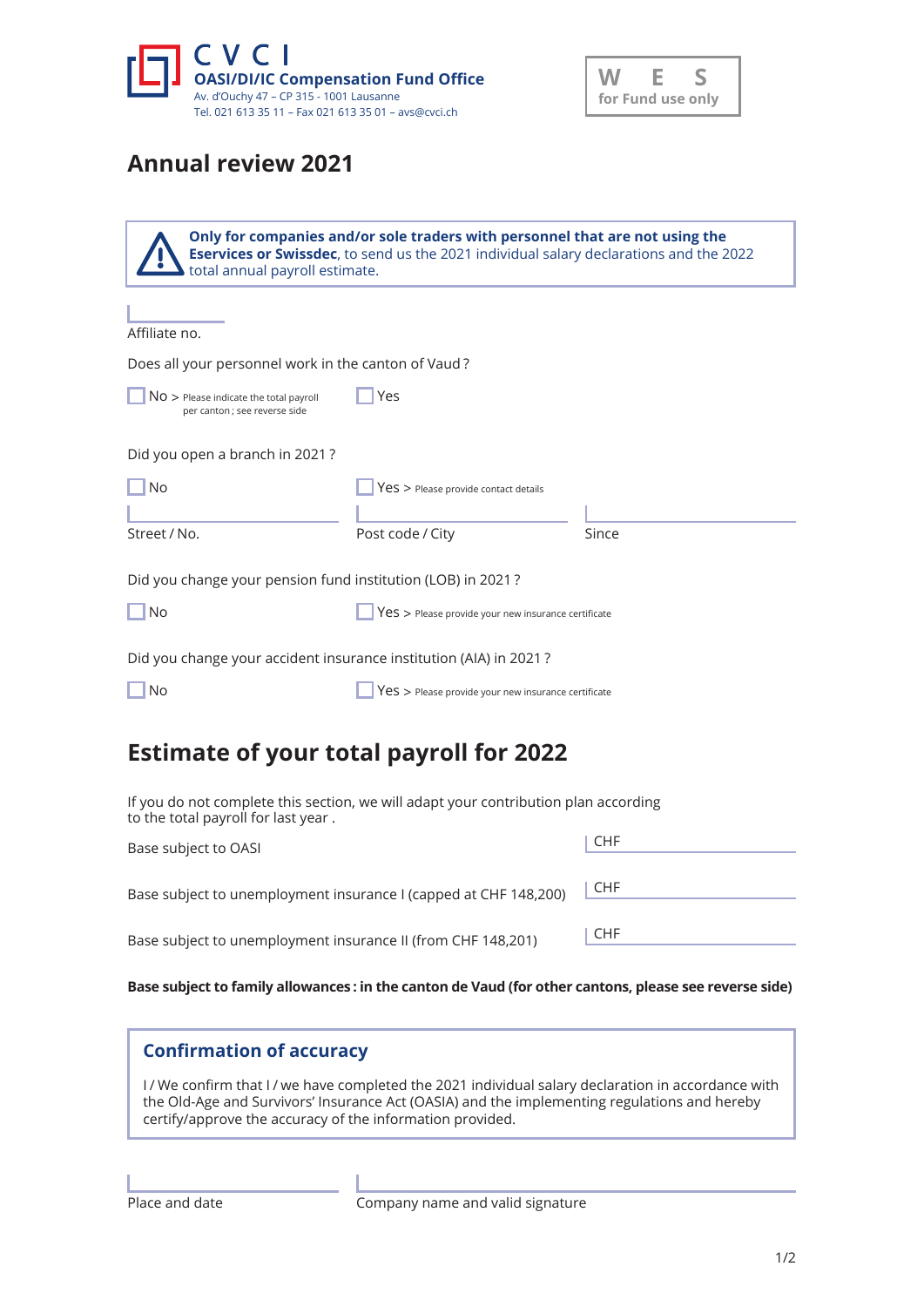C V C I
**OASI/DI/IC Compensation Fund Office**
Av. d'Ouchy 47 – CP 315 - 1001 Lausanne
Tel. 021 613 35 11 – Fax 021 613 35 01 – avs@cvci.ch

W E S
for Fund use only

# Annual review 2021

**Only for companies and/or sole traders with personnel that are not using the Eservices or Swissdec**, to send us the 2021 individual salary declarations and the 2022 total annual payroll estimate.

Affiliate no.

Does all your personnel work in the canton of Vaud ?

☐ No > Please indicate the total payroll per canton ; see reverse side ☐ Yes

Did you open a branch in 2021 ?

☐ No ☐ Yes > Please provide contact details

Street / No. Post code / City Since

Did you change your pension fund institution (LOB) in 2021 ?

☐ No ☐ Yes > Please provide your new insurance certificate

Did you change your accident insurance institution (AIA) in 2021 ?

☐ No ☐ Yes > Please provide your new insurance certificate

# Estimate of your total payroll for 2022

If you do not complete this section, we will adapt your contribution plan according to the total payroll for last year .

Base subject to OASI CHF

Base subject to unemployment insurance I (capped at CHF 148,200) CHF

Base subject to unemployment insurance II (from CHF 148,201) CHF

**Base subject to family allowances : in the canton de Vaud (for other cantons, please see reverse side)**

## Confirmation of accuracy

I / We confirm that I / we have completed the 2021 individual salary declaration in accordance with the Old-Age and Survivors' Insurance Act (OASIA) and the implementing regulations and hereby certify/approve the accuracy of the information provided.

Place and date Company name and valid signature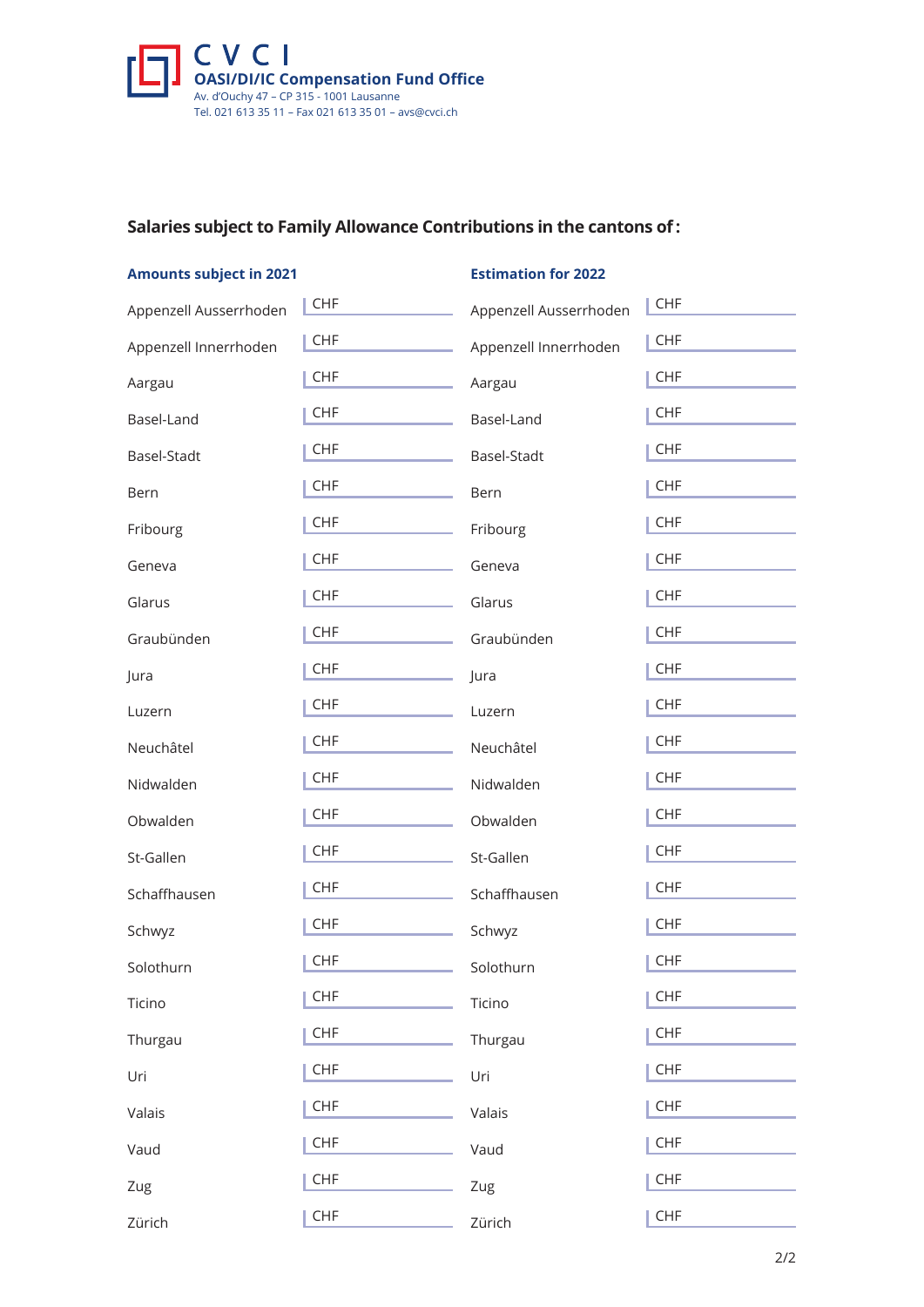**C V C I**
**OASI/DI/IC Compensation Fund Office**
Av. d'Ouchy 47 – CP 315 - 1001 Lausanne
Tel. 021 613 35 11 – Fax 021 613 35 01 – avs@cvci.ch

## Salaries subject to Family Allowance Contributions in the cantons of :

| Amounts subject in 2021 | | Estimation for 2022 | |
|---|---|---|---|
| Appenzell Ausserrhoden | CHF | Appenzell Ausserrhoden | CHF |
| Appenzell Innerrhoden | CHF | Appenzell Innerrhoden | CHF |
| Aargau | CHF | Aargau | CHF |
| Basel-Land | CHF | Basel-Land | CHF |
| Basel-Stadt | CHF | Basel-Stadt | CHF |
| Bern | CHF | Bern | CHF |
| Fribourg | CHF | Fribourg | CHF |
| Geneva | CHF | Geneva | CHF |
| Glarus | CHF | Glarus | CHF |
| Graubünden | CHF | Graubünden | CHF |
| Jura | CHF | Jura | CHF |
| Luzern | CHF | Luzern | CHF |
| Neuchâtel | CHF | Neuchâtel | CHF |
| Nidwalden | CHF | Nidwalden | CHF |
| Obwalden | CHF | Obwalden | CHF |
| St-Gallen | CHF | St-Gallen | CHF |
| Schaffhausen | CHF | Schaffhausen | CHF |
| Schwyz | CHF | Schwyz | CHF |
| Solothurn | CHF | Solothurn | CHF |
| Ticino | CHF | Ticino | CHF |
| Thurgau | CHF | Thurgau | CHF |
| Uri | CHF | Uri | CHF |
| Valais | CHF | Valais | CHF |
| Vaud | CHF | Vaud | CHF |
| Zug | CHF | Zug | CHF |
| Zürich | CHF | Zürich | CHF |